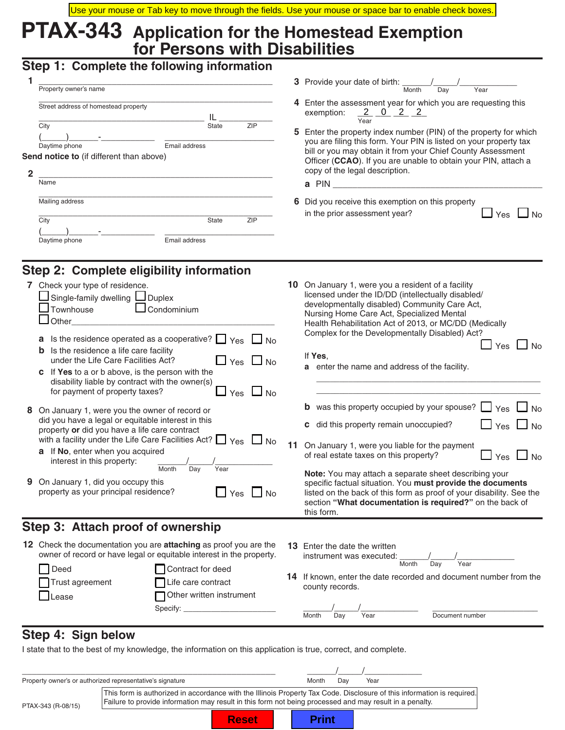Use your mouse or Tab key to move through the fields. Use your mouse or space bar to enable check boxes.

# PTAX-343 Application for the Homestead Exemption for Persons with Disabilities

## Step 1: Complete the following information

**1** ______________________________
Property owner's name

______________________________
Street address of homestead property

______________________________ IL ____________
City State ZIP

(_____)______-__________ ______________________
Daytime phone Email address

**Send notice to** (if different than above)

**2** ______________________________
Name

______________________________
Mailing address

______________________________
City State ZIP

(_____)______-__________ ______________________
Daytime phone Email address

**3** Provide your date of birth: _____/_____/__________
Month Day Year

**4** Enter the assessment year for which you are requesting this exemption: 2 0 2 2
Year

**5** Enter the property index number (PIN) of the property for which you are filing this form. Your PIN is listed on your property tax bill or you may obtain it from your Chief County Assessment Officer (**CCAO**). If you are unable to obtain your PIN, attach a copy of the legal description.

**a** PIN ______________________________

**6** Did you receive this exemption on this property in the prior assessment year? ☐ Yes ☐ No

## Step 2: Complete eligibility information

**7** Check your type of residence.

☐ Single-family dwelling ☐ Duplex
☐ Townhouse ☐ Condominium
☐ Other______________________________

**a** Is the residence operated as a cooperative? ☐ Yes ☐ No

**b** Is the residence a life care facility under the Life Care Facilities Act? ☐ Yes ☐ No

**c** If **Yes** to a or b above, is the person with the disability liable by contract with the owner(s) for payment of property taxes? ☐ Yes ☐ No

**8** On January 1, were you the owner of record or did you have a legal or equitable interest in this property **or** did you have a life care contract with a facility under the Life Care Facilities Act? ☐ Yes ☐ No

**a** If **No**, enter when you acquired interest in this property: _____/_____/__________
Month Day Year

**9** On January 1, did you occupy this property as your principal residence? ☐ Yes ☐ No

**10** On January 1, were you a resident of a facility licensed under the ID/DD (intellectually disabled/ developmentally disabled) Community Care Act, Nursing Home Care Act, Specialized Mental Health Rehabilitation Act of 2013, or MC/DD (Medically Complex for the Developmentally Disabled) Act? ☐ Yes ☐ No

If **Yes**,

**a** enter the name and address of the facility.

______________________________
______________________________

**b** was this property occupied by your spouse? ☐ Yes ☐ No

**c** did this property remain unoccupied? ☐ Yes ☐ No

**11** On January 1, were you liable for the payment of real estate taxes on this property? ☐ Yes ☐ No

**Note:** You may attach a separate sheet describing your specific factual situation. You **must provide the documents** listed on the back of this form as proof of your disability. See the section **"What documentation is required?"** on the back of this form.

## Step 3: Attach proof of ownership

**12** Check the documentation you are **attaching** as proof you are the owner of record or have legal or equitable interest in the property.

☐ Deed ☐ Contract for deed
☐ Trust agreement ☐ Life care contract
☐ Lease ☐ Other written instrument
Specify: ____________________

**13** Enter the date the written instrument was executed: _____/_____/__________
Month Day Year

**14** If known, enter the date recorded and document number from the county records.

_____/_____/__________ ____________________
Month Day Year Document number

## Step 4: Sign below

I state that to the best of my knowledge, the information on this application is true, correct, and complete.

______________________________ _____/_____/__________
Property owner's or authorized representative's signature Month Day Year

This form is authorized in accordance with the Illinois Property Tax Code. Disclosure of this information is required. Failure to provide information may result in this form not being processed and may result in a penalty.

PTAX-343 (R-08/15)

Reset Print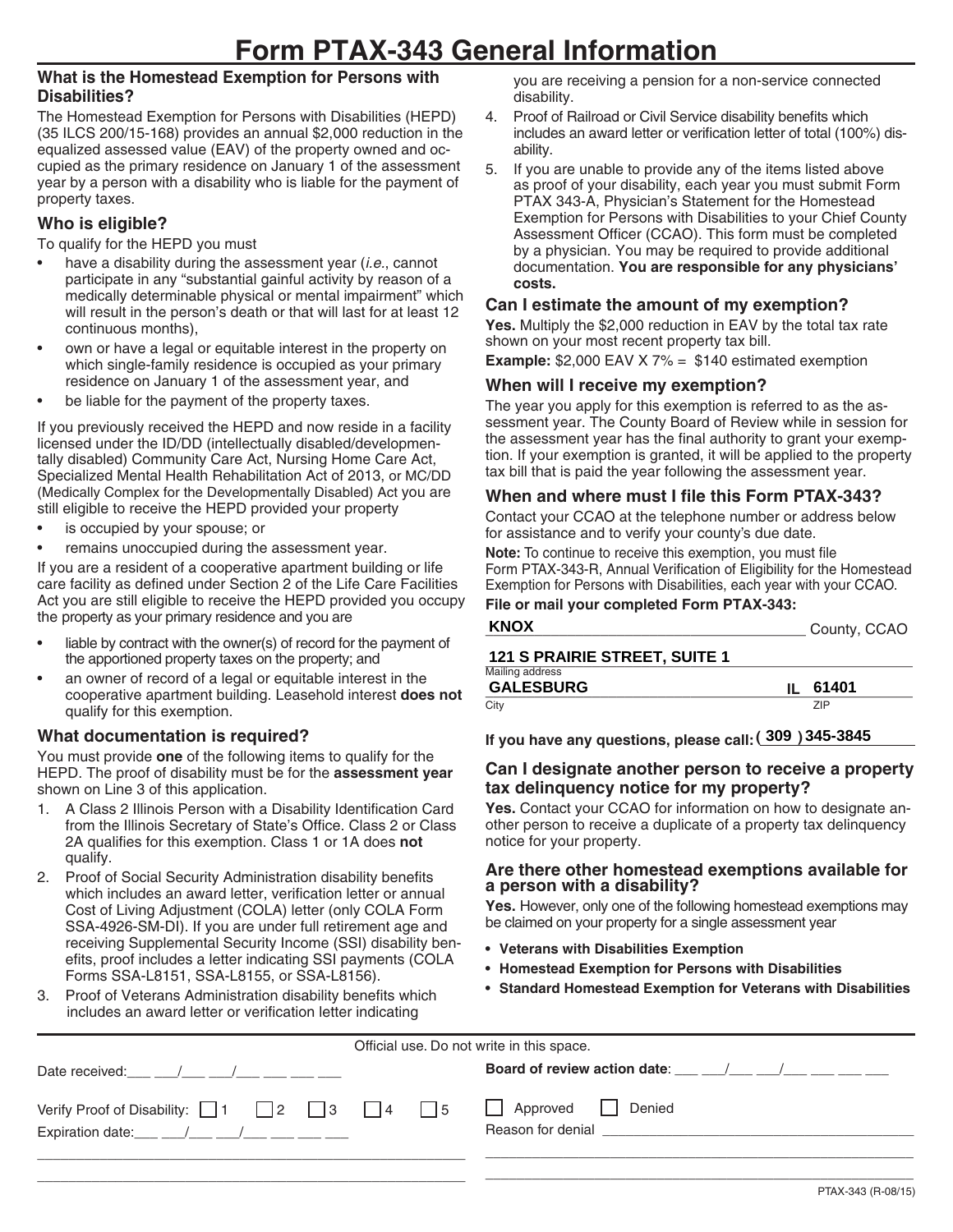# Form PTAX-343 General Information

## What is the Homestead Exemption for Persons with Disabilities?

The Homestead Exemption for Persons with Disabilities (HEPD) (35 ILCS 200/15-168) provides an annual $2,000 reduction in the equalized assessed value (EAV) of the property owned and occupied as the primary residence on January 1 of the assessment year by a person with a disability who is liable for the payment of property taxes.

## Who is eligible?

To qualify for the HEPD you must

- have a disability during the assessment year (*i.e.*, cannot participate in any "substantial gainful activity by reason of a medically determinable physical or mental impairment" which will result in the person's death or that will last for at least 12 continuous months),
- own or have a legal or equitable interest in the property on which single-family residence is occupied as your primary residence on January 1 of the assessment year, and
- be liable for the payment of the property taxes.

If you previously received the HEPD and now reside in a facility licensed under the ID/DD (intellectually disabled/developmentally disabled) Community Care Act, Nursing Home Care Act, Specialized Mental Health Rehabilitation Act of 2013, or MC/DD (Medically Complex for the Developmentally Disabled) Act you are still eligible to receive the HEPD provided your property

- is occupied by your spouse; or
- remains unoccupied during the assessment year.

If you are a resident of a cooperative apartment building or life care facility as defined under Section 2 of the Life Care Facilities Act you are still eligible to receive the HEPD provided you occupy the property as your primary residence and you are

- liable by contract with the owner(s) of record for the payment of the apportioned property taxes on the property; and
- an owner of record of a legal or equitable interest in the cooperative apartment building. Leasehold interest **does not** qualify for this exemption.

## What documentation is required?

You must provide **one** of the following items to qualify for the HEPD. The proof of disability must be for the **assessment year** shown on Line 3 of this application.

1. A Class 2 Illinois Person with a Disability Identification Card from the Illinois Secretary of State's Office. Class 2 or Class 2A qualifies for this exemption. Class 1 or 1A does **not** qualify.
2. Proof of Social Security Administration disability benefits which includes an award letter, verification letter or annual Cost of Living Adjustment (COLA) letter (only COLA Form SSA-4926-SM-DI). If you are under full retirement age and receiving Supplemental Security Income (SSI) disability benefits, proof includes a letter indicating SSI payments (COLA Forms SSA-L8151, SSA-L8155, or SSA-L8156).
3. Proof of Veterans Administration disability benefits which includes an award letter or verification letter indicating you are receiving a pension for a non-service connected disability.
4. Proof of Railroad or Civil Service disability benefits which includes an award letter or verification letter of total (100%) disability.
5. If you are unable to provide any of the items listed above as proof of your disability, each year you must submit Form PTAX 343-A, Physician's Statement for the Homestead Exemption for Persons with Disabilities to your Chief County Assessment Officer (CCAO). This form must be completed by a physician. You may be required to provide additional documentation. **You are responsible for any physicians' costs.**

## Can I estimate the amount of my exemption?

**Yes.** Multiply the $2,000 reduction in EAV by the total tax rate shown on your most recent property tax bill.

**Example:** $2,000 EAV X 7% = $140 estimated exemption

## When will I receive my exemption?

The year you apply for this exemption is referred to as the assessment year. The County Board of Review while in session for the assessment year has the final authority to grant your exemption. If your exemption is granted, it will be applied to the property tax bill that is paid the year following the assessment year.

## When and where must I file this Form PTAX-343?

Contact your CCAO at the telephone number or address below for assistance and to verify your county's due date.

**Note:** To continue to receive this exemption, you must file Form PTAX-343-R, Annual Verification of Eligibility for the Homestead Exemption for Persons with Disabilities, each year with your CCAO.

**File or mail your completed Form PTAX-343:**

KNOX County, CCAO

121 S PRAIRIE STREET, SUITE 1
Mailing address

GALESBURG IL 61401
City ZIP

**If you have any questions, please call:** (309) 345-3845

## Can I designate another person to receive a property tax delinquency notice for my property?

**Yes.** Contact your CCAO for information on how to designate another person to receive a duplicate of a property tax delinquency notice for your property.

## Are there other homestead exemptions available for a person with a disability?

**Yes.** However, only one of the following homestead exemptions may be claimed on your property for a single assessment year

- **Veterans with Disabilities Exemption**
- **Homestead Exemption for Persons with Disabilities**
- **Standard Homestead Exemption for Veterans with Disabilities**

Official use. Do not write in this space.

Date received: ___ ___/___ ___/___ ___ ___ ___

Board of review action date: ___ ___/___ ___/___ ___ ___ ___

Verify Proof of Disability: ☐ 1 ☐ 2 ☐ 3 ☐ 4 ☐ 5

Expiration date: ___ ___/___ ___/___ ___ ___ ___

☐ Approved ☐ Denied

Reason for denial ______________________________

PTAX-343 (R-08/15)